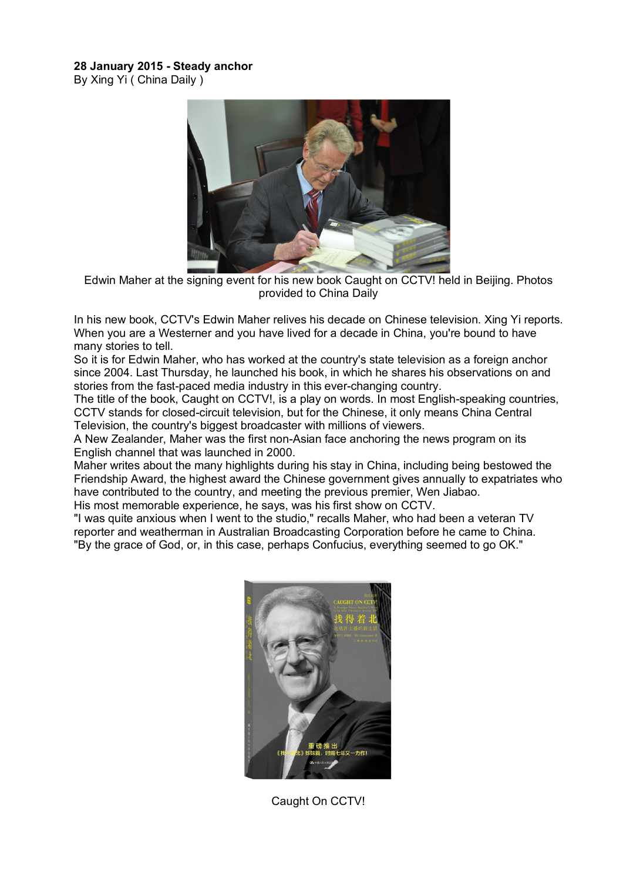**28 January 2015 - Steady anchor**
By Xing Yi ( China Daily )

Edwin Maher at the signing event for his new book Caught on CCTV! held in Beijing. Photos provided to China Daily

In his new book, CCTV's Edwin Maher relives his decade on Chinese television. Xing Yi reports.
When you are a Westerner and you have lived for a decade in China, you're bound to have many stories to tell.
So it is for Edwin Maher, who has worked at the country's state television as a foreign anchor since 2004. Last Thursday, he launched his book, in which he shares his observations on and stories from the fast-paced media industry in this ever-changing country.
The title of the book, Caught on CCTV!, is a play on words. In most English-speaking countries, CCTV stands for closed-circuit television, but for the Chinese, it only means China Central Television, the country's biggest broadcaster with millions of viewers.
A New Zealander, Maher was the first non-Asian face anchoring the news program on its English channel that was launched in 2000.
Maher writes about the many highlights during his stay in China, including being bestowed the Friendship Award, the highest award the Chinese government gives annually to expatriates who have contributed to the country, and meeting the previous premier, Wen Jiabao.
His most memorable experience, he says, was his first show on CCTV.
"I was quite anxious when I went to the studio," recalls Maher, who had been a veteran TV reporter and weatherman in Australian Broadcasting Corporation before he came to China. "By the grace of God, or, in this case, perhaps Confucius, everything seemed to go OK."

Caught On CCTV!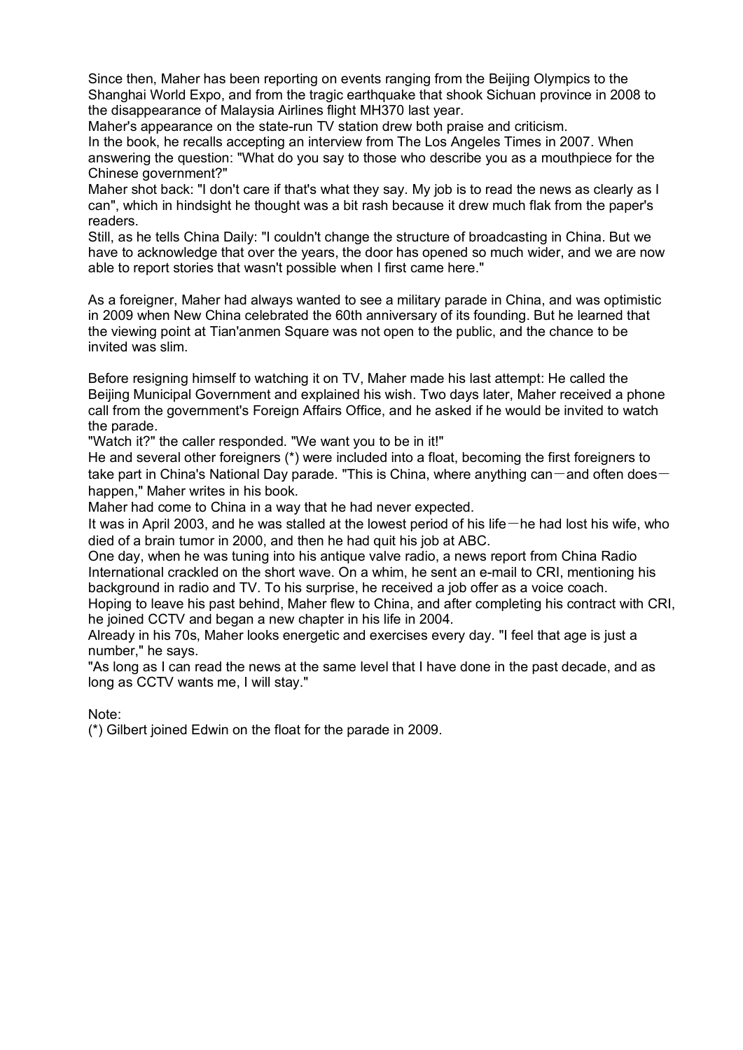Since then, Maher has been reporting on events ranging from the Beijing Olympics to the Shanghai World Expo, and from the tragic earthquake that shook Sichuan province in 2008 to the disappearance of Malaysia Airlines flight MH370 last year.

Maher's appearance on the state-run TV station drew both praise and criticism.

In the book, he recalls accepting an interview from The Los Angeles Times in 2007. When answering the question: "What do you say to those who describe you as a mouthpiece for the Chinese government?"

Maher shot back: "I don't care if that's what they say. My job is to read the news as clearly as I can", which in hindsight he thought was a bit rash because it drew much flak from the paper's readers.

Still, as he tells China Daily: "I couldn't change the structure of broadcasting in China. But we have to acknowledge that over the years, the door has opened so much wider, and we are now able to report stories that wasn't possible when I first came here."

As a foreigner, Maher had always wanted to see a military parade in China, and was optimistic in 2009 when New China celebrated the 60th anniversary of its founding. But he learned that the viewing point at Tian'anmen Square was not open to the public, and the chance to be invited was slim.

Before resigning himself to watching it on TV, Maher made his last attempt: He called the Beijing Municipal Government and explained his wish. Two days later, Maher received a phone call from the government's Foreign Affairs Office, and he asked if he would be invited to watch the parade.

"Watch it?" the caller responded. "We want you to be in it!"

He and several other foreigners (*) were included into a float, becoming the first foreigners to take part in China's National Day parade. "This is China, where anything can—and often does—happen," Maher writes in his book.

Maher had come to China in a way that he had never expected.

It was in April 2003, and he was stalled at the lowest period of his life—he had lost his wife, who died of a brain tumor in 2000, and then he had quit his job at ABC.

One day, when he was tuning into his antique valve radio, a news report from China Radio International crackled on the short wave. On a whim, he sent an e-mail to CRI, mentioning his background in radio and TV. To his surprise, he received a job offer as a voice coach.

Hoping to leave his past behind, Maher flew to China, and after completing his contract with CRI, he joined CCTV and began a new chapter in his life in 2004.

Already in his 70s, Maher looks energetic and exercises every day. "I feel that age is just a number," he says.

"As long as I can read the news at the same level that I have done in the past decade, and as long as CCTV wants me, I will stay."

Note:

(*) Gilbert joined Edwin on the float for the parade in 2009.